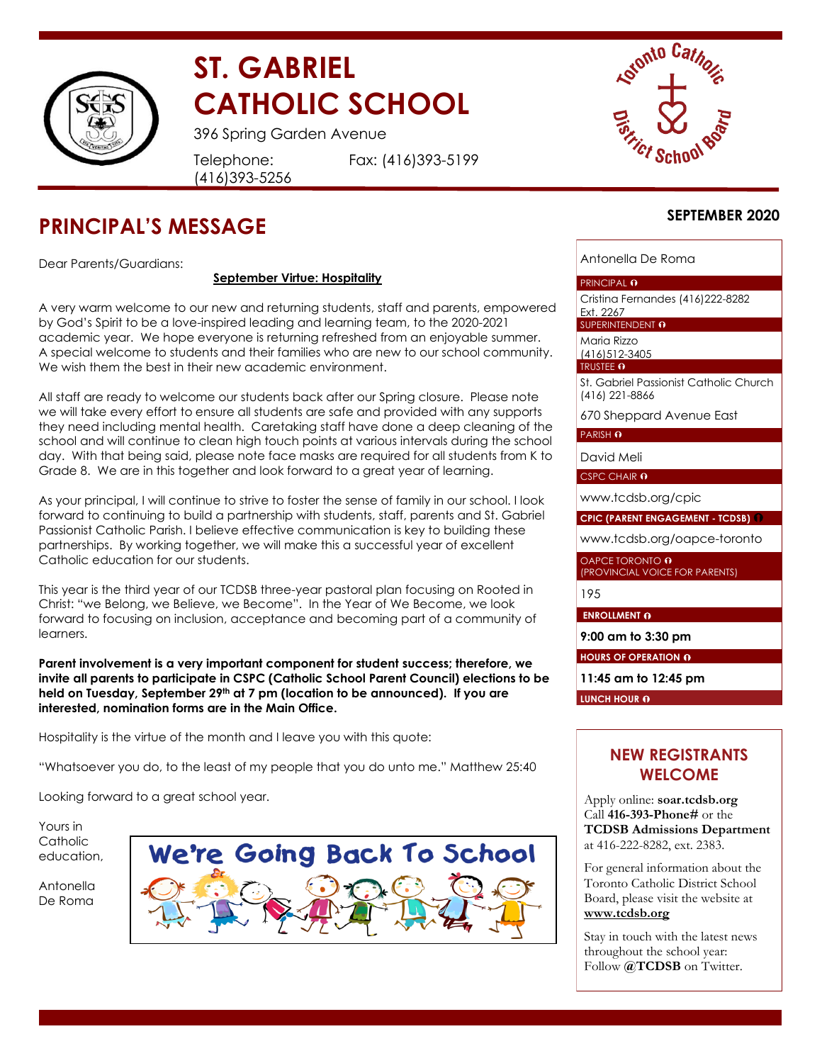# ST. GABRIEL CATHOLIC SCHOOL

396 Spring Garden Avenue

Telephone: (416)393-5256 Fax: (416)393-5199

## PRINCIPAL'S MESSAGE

**SEPTEMBER 2020**

Dear Parents/Guardians:

**September Virtue: Hospitality**

A very warm welcome to our new and returning students, staff and parents, empowered by God's Spirit to be a love-inspired leading and learning team, to the 2020-2021 academic year. We hope everyone is returning refreshed from an enjoyable summer. A special welcome to students and their families who are new to our school community. We wish them the best in their new academic environment.

All staff are ready to welcome our students back after our Spring closure. Please note we will take every effort to ensure all students are safe and provided with any supports they need including mental health. Caretaking staff have done a deep cleaning of the school and will continue to clean high touch points at various intervals during the school day. With that being said, please note face masks are required for all students from K to Grade 8. We are in this together and look forward to a great year of learning.

As your principal, I will continue to strive to foster the sense of family in our school. I look forward to continuing to build a partnership with students, staff, parents and St. Gabriel Passionist Catholic Parish. I believe effective communication is key to building these partnerships. By working together, we will make this a successful year of excellent Catholic education for our students.

This year is the third year of our TCDSB three-year pastoral plan focusing on Rooted in Christ: "we Belong, we Believe, we Become". In the Year of We Become, we look forward to focusing on inclusion, acceptance and becoming part of a community of learners.

**Parent involvement is a very important component for student success; therefore, we invite all parents to participate in CSPC (Catholic School Parent Council) elections to be held on Tuesday, September 29th at 7 pm (location to be announced). If you are interested, nomination forms are in the Main Office.**

Hospitality is the virtue of the month and I leave you with this quote:

"Whatsoever you do, to the least of my people that you do unto me." Matthew 25:40

Looking forward to a great school year.

Yours in Catholic education,

Antonella De Roma

We're Going Back To School

---

Antonella De Roma
**PRINCIPAL**

Cristina Fernandes (416)222-8282 Ext. 2267
**SUPERINTENDENT**

Maria Rizzo (416)512-3405
**TRUSTEE**

St. Gabriel Passionist Catholic Church (416) 221-8866
670 Sheppard Avenue East
**PARISH**

David Meli
**CSPC CHAIR**

www.tcdsb.org/cpic
**CPIC (PARENT ENGAGEMENT - TCDSB)**

www.tcdsb.org/oapce-toronto
**OAPCE TORONTO (PROVINCIAL VOICE FOR PARENTS)**

195
**ENROLLMENT**

**9:00 am to 3:30 pm**
**HOURS OF OPERATION**

**11:45 am to 12:45 pm**
**LUNCH HOUR**

### NEW REGISTRANTS WELCOME

Apply online: **soar.tcdsb.org** Call **416-393-Phone#** or the **TCDSB Admissions Department** at 416-222-8282, ext. 2383.

For general information about the Toronto Catholic District School Board, please visit the website at **www.tcdsb.org**

Stay in touch with the latest news throughout the school year: Follow **@TCDSB** on Twitter.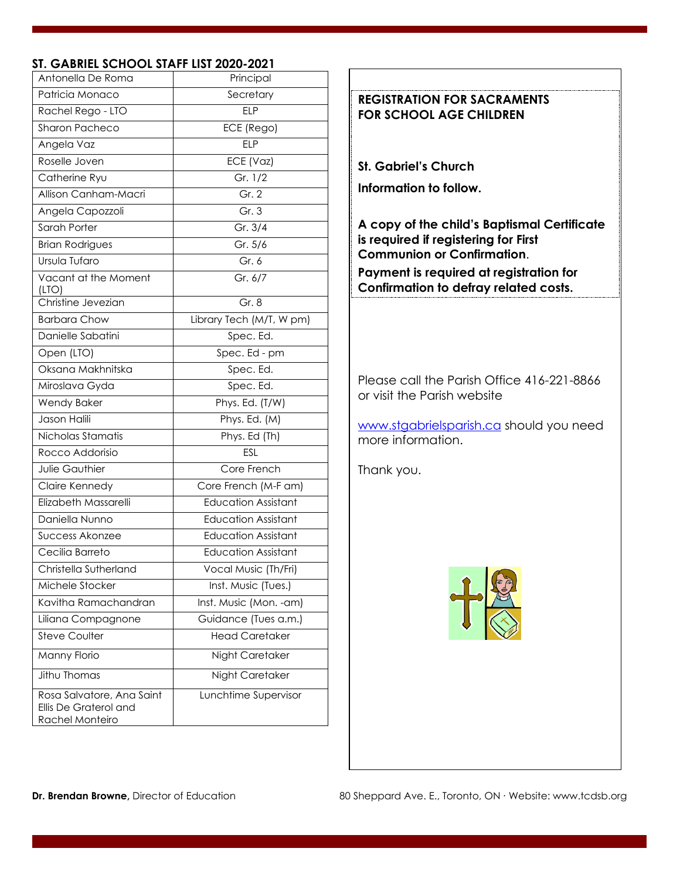## ST. GABRIEL SCHOOL STAFF LIST 2020-2021

| Name | Position |
|---|---|
| Antonella De Roma | Principal |
| Patricia Monaco | Secretary |
| Rachel Rego - LTO | ELP |
| Sharon Pacheco | ECE (Rego) |
| Angela Vaz | ELP |
| Roselle Joven | ECE (Vaz) |
| Catherine Ryu | Gr. 1/2 |
| Allison Canham-Macri | Gr. 2 |
| Angela Capozzoli | Gr. 3 |
| Sarah Porter | Gr. 3/4 |
| Brian Rodrigues | Gr. 5/6 |
| Ursula Tufaro | Gr. 6 |
| Vacant at the Moment (LTO) | Gr. 6/7 |
| Christine Jevezian | Gr. 8 |
| Barbara Chow | Library Tech (M/T, W pm) |
| Danielle Sabatini | Spec. Ed. |
| Open (LTO) | Spec. Ed - pm |
| Oksana Makhnitska | Spec. Ed. |
| Miroslava Gyda | Spec. Ed. |
| Wendy Baker | Phys. Ed. (T/W) |
| Jason Halili | Phys. Ed. (M) |
| Nicholas Stamatis | Phys. Ed (Th) |
| Rocco Addorisio | ESL |
| Julie Gauthier | Core French |
| Claire Kennedy | Core French (M-F am) |
| Elizabeth Massarelli | Education Assistant |
| Daniella Nunno | Education Assistant |
| Success Akonzee | Education Assistant |
| Cecilia Barreto | Education Assistant |
| Christella Sutherland | Vocal Music (Th/Fri) |
| Michele Stocker | Inst. Music (Tues.) |
| Kavitha Ramachandran | Inst. Music (Mon. -am) |
| Liliana Compagnone | Guidance (Tues a.m.) |
| Steve Coulter | Head Caretaker |
| Manny Florio | Night Caretaker |
| Jithu Thomas | Night Caretaker |
| Rosa Salvatore, Ana Saint Ellis De Graterol and Rachel Monteiro | Lunchtime Supervisor |

**REGISTRATION FOR SACRAMENTS FOR SCHOOL AGE CHILDREN**

**St. Gabriel's Church**

**Information to follow.**

**A copy of the child's Baptismal Certificate is required if registering for First Communion or Confirmation**.

**Payment is required at registration for Confirmation to defray related costs.**

Please call the Parish Office 416-221-8866 or visit the Parish website

www.stgabrielsparish.ca should you need more information.

Thank you.

**Dr. Brendan Browne,** Director of Education

80 Sheppard Ave. E., Toronto, ON · Website: www.tcdsb.org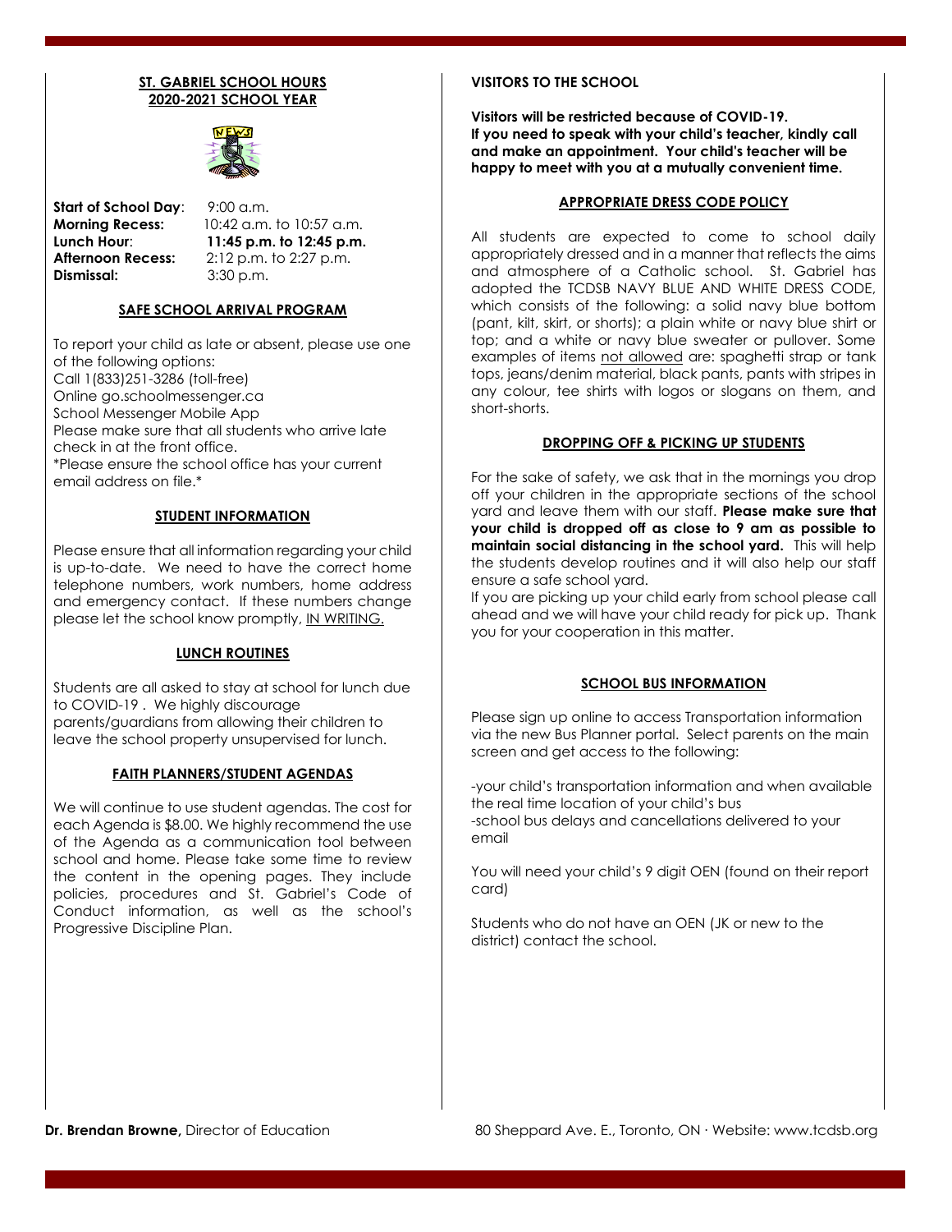## ST. GABRIEL SCHOOL HOURS 2020-2021 SCHOOL YEAR

**Start of School Day**: 9:00 a.m.
**Morning Recess:** 10:42 a.m. to 10:57 a.m.
**Lunch Hour**: **11:45 p.m. to 12:45 p.m.**
**Afternoon Recess:** 2:12 p.m. to 2:27 p.m.
**Dismissal:** 3:30 p.m.

### SAFE SCHOOL ARRIVAL PROGRAM

To report your child as late or absent, please use one of the following options:
Call 1(833)251-3286 (toll-free)
Online go.schoolmessenger.ca
School Messenger Mobile App
Please make sure that all students who arrive late check in at the front office.
*Please ensure the school office has your current email address on file.*

### STUDENT INFORMATION

Please ensure that all information regarding your child is up-to-date. We need to have the correct home telephone numbers, work numbers, home address and emergency contact. If these numbers change please let the school know promptly, IN WRITING.

### LUNCH ROUTINES

Students are all asked to stay at school for lunch due to COVID-19 . We highly discourage parents/guardians from allowing their children to leave the school property unsupervised for lunch.

### FAITH PLANNERS/STUDENT AGENDAS

We will continue to use student agendas. The cost for each Agenda is $8.00. We highly recommend the use of the Agenda as a communication tool between school and home. Please take some time to review the content in the opening pages. They include policies, procedures and St. Gabriel's Code of Conduct information, as well as the school's Progressive Discipline Plan.

### VISITORS TO THE SCHOOL

**Visitors will be restricted because of COVID-19. If you need to speak with your child's teacher, kindly call and make an appointment. Your child's teacher will be happy to meet with you at a mutually convenient time.**

### APPROPRIATE DRESS CODE POLICY

All students are expected to come to school daily appropriately dressed and in a manner that reflects the aims and atmosphere of a Catholic school. St. Gabriel has adopted the TCDSB NAVY BLUE AND WHITE DRESS CODE, which consists of the following: a solid navy blue bottom (pant, kilt, skirt, or shorts); a plain white or navy blue shirt or top; and a white or navy blue sweater or pullover. Some examples of items not allowed are: spaghetti strap or tank tops, jeans/denim material, black pants, pants with stripes in any colour, tee shirts with logos or slogans on them, and short-shorts.

### DROPPING OFF & PICKING UP STUDENTS

For the sake of safety, we ask that in the mornings you drop off your children in the appropriate sections of the school yard and leave them with our staff. **Please make sure that your child is dropped off as close to 9 am as possible to maintain social distancing in the school yard.** This will help the students develop routines and it will also help our staff ensure a safe school yard.
If you are picking up your child early from school please call ahead and we will have your child ready for pick up. Thank you for your cooperation in this matter.

### SCHOOL BUS INFORMATION

Please sign up online to access Transportation information via the new Bus Planner portal. Select parents on the main screen and get access to the following:

-your child's transportation information and when available the real time location of your child's bus
-school bus delays and cancellations delivered to your email

You will need your child's 9 digit OEN (found on their report card)

Students who do not have an OEN (JK or new to the district) contact the school.

**Dr. Brendan Browne,** Director of Education

80 Sheppard Ave. E., Toronto, ON · Website: www.tcdsb.org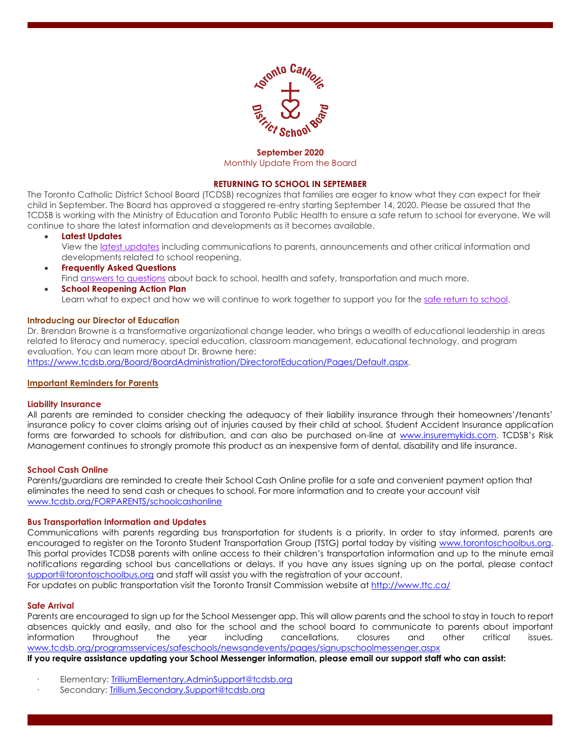**September 2020**

Monthly Update From the Board

## RETURNING TO SCHOOL IN SEPTEMBER

The Toronto Catholic District School Board (TCDSB) recognizes that families are eager to know what they can expect for their child in September. The Board has approved a staggered re-entry starting September 14, 2020. Please be assured that the TCDSB is working with the Ministry of Education and Toronto Public Health to ensure a safe return to school for everyone. We will continue to share the latest information and developments as it becomes available.

- **Latest Updates**
  View the latest updates including communications to parents, announcements and other critical information and developments related to school reopening.
- **Frequently Asked Questions**
  Find answers to questions about back to school, health and safety, transportation and much more.
- **School Reopening Action Plan**
  Learn what to expect and how we will continue to work together to support you for the safe return to school.

### Introducing our Director of Education

Dr. Brendan Browne is a transformative organizational change leader, who brings a wealth of educational leadership in areas related to literacy and numeracy, special education, classroom management, educational technology, and program evaluation. You can learn more about Dr. Browne here: https://www.tcdsb.org/Board/BoardAdministration/DirectorofEducation/Pages/Default.aspx.

## Important Reminders for Parents

### Liability Insurance

All parents are reminded to consider checking the adequacy of their liability insurance through their homeowners'/tenants' insurance policy to cover claims arising out of injuries caused by their child at school. Student Accident Insurance application forms are forwarded to schools for distribution, and can also be purchased on-line at www.insuremykids.com. TCDSB's Risk Management continues to strongly promote this product as an inexpensive form of dental, disability and life insurance.

### School Cash Online

Parents/guardians are reminded to create their School Cash Online profile for a safe and convenient payment option that eliminates the need to send cash or cheques to school. For more information and to create your account visit www.tcdsb.org/FORPARENTS/schoolcashonline

### Bus Transportation Information and Updates

Communications with parents regarding bus transportation for students is a priority. In order to stay informed, parents are encouraged to register on the Toronto Student Transportation Group (TSTG) portal today by visiting www.torontoschoolbus.org. This portal provides TCDSB parents with online access to their children's transportation information and up to the minute email notifications regarding school bus cancellations or delays. If you have any issues signing up on the portal, please contact support@torontoschoolbus.org and staff will assist you with the registration of your account.

For updates on public transportation visit the Toronto Transit Commission website at http://www.ttc.ca/

### Safe Arrival

Parents are encouraged to sign up for the School Messenger app. This will allow parents and the school to stay in touch to report absences quickly and easily, and also for the school and the school board to communicate to parents about important information throughout the year including cancellations, closures and other critical issues. www.tcdsb.org/programsservices/safeschools/newsandevents/pages/signupschoolmessenger.aspx

**If you require assistance updating your School Messenger information, please email our support staff who can assist:**

- Elementary: TrilliumElementary.AdminSupport@tcdsb.org
- Secondary: Trillium.Secondary.Support@tcdsb.org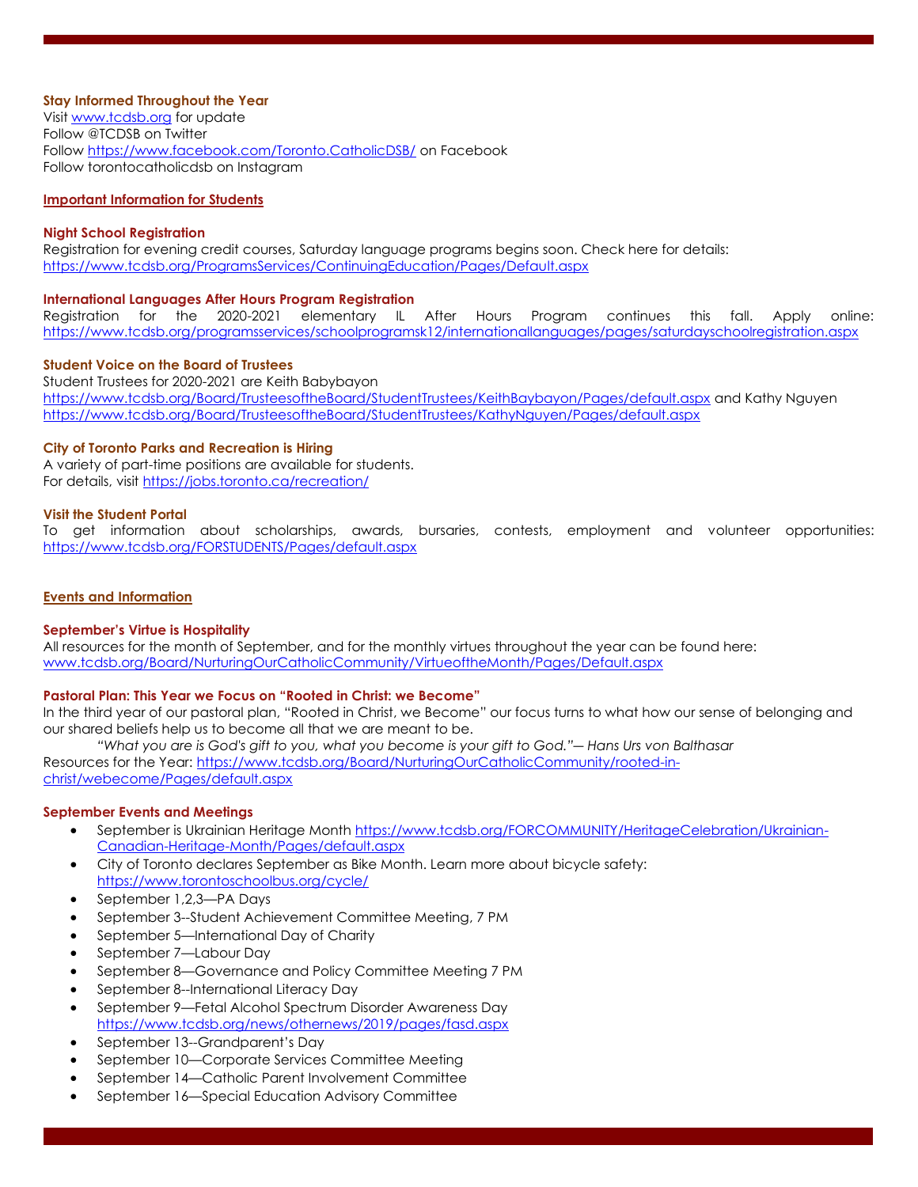**Stay Informed Throughout the Year**
Visit www.tcdsb.org for update
Follow @TCDSB on Twitter
Follow https://www.facebook.com/Toronto.CatholicDSB/ on Facebook
Follow torontocatholicdsb on Instagram

## Important Information for Students

**Night School Registration**
Registration for evening credit courses, Saturday language programs begins soon. Check here for details: https://www.tcdsb.org/ProgramsServices/ContinuingEducation/Pages/Default.aspx

**International Languages After Hours Program Registration**
Registration for the 2020-2021 elementary IL After Hours Program continues this fall. Apply online: https://www.tcdsb.org/programsservices/schoolprogramsk12/internationallanguages/pages/saturdayschoolregistration.aspx

**Student Voice on the Board of Trustees**
Student Trustees for 2020-2021 are Keith Babybayon https://www.tcdsb.org/Board/TrusteesoftheBoard/StudentTrustees/KeithBaybayon/Pages/default.aspx and Kathy Nguyen https://www.tcdsb.org/Board/TrusteesoftheBoard/StudentTrustees/KathyNguyen/Pages/default.aspx

**City of Toronto Parks and Recreation is Hiring**
A variety of part-time positions are available for students.
For details, visit https://jobs.toronto.ca/recreation/

**Visit the Student Portal**
To get information about scholarships, awards, bursaries, contests, employment and volunteer opportunities: https://www.tcdsb.org/FORSTUDENTS/Pages/default.aspx

## Events and Information

**September's Virtue is Hospitality**
All resources for the month of September, and for the monthly virtues throughout the year can be found here: www.tcdsb.org/Board/NurturingOurCatholicCommunity/VirtueoftheMonth/Pages/Default.aspx

**Pastoral Plan: This Year we Focus on "Rooted in Christ: we Become"**
In the third year of our pastoral plan, "Rooted in Christ, we Become" our focus turns to what how our sense of belonging and our shared beliefs help us to become all that we are meant to be.

*"What you are is God's gift to you, what you become is your gift to God."— Hans Urs von Balthasar*

Resources for the Year: https://www.tcdsb.org/Board/NurturingOurCatholicCommunity/rooted-in-christ/webecome/Pages/default.aspx

**September Events and Meetings**

- September is Ukrainian Heritage Month https://www.tcdsb.org/FORCOMMUNITY/HeritageCelebration/Ukrainian-Canadian-Heritage-Month/Pages/default.aspx
- City of Toronto declares September as Bike Month. Learn more about bicycle safety: https://www.torontoschoolbus.org/cycle/
- September 1,2,3—PA Days
- September 3--Student Achievement Committee Meeting, 7 PM
- September 5—International Day of Charity
- September 7—Labour Day
- September 8—Governance and Policy Committee Meeting 7 PM
- September 8--International Literacy Day
- September 9—Fetal Alcohol Spectrum Disorder Awareness Day https://www.tcdsb.org/news/othernews/2019/pages/fasd.aspx
- September 13--Grandparent's Day
- September 10—Corporate Services Committee Meeting
- September 14—Catholic Parent Involvement Committee
- September 16—Special Education Advisory Committee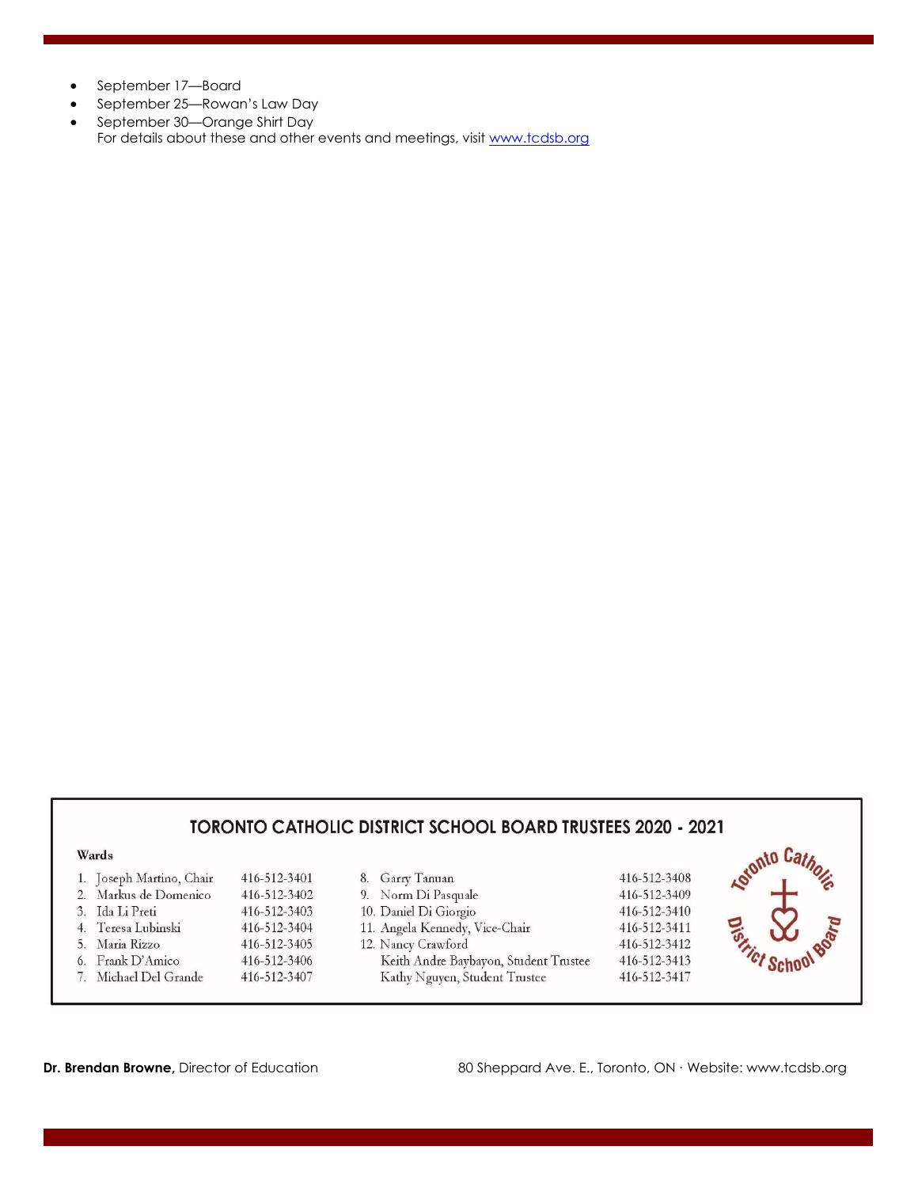- September 17—Board
- September 25—Rowan's Law Day
- September 30—Orange Shirt Day
  For details about these and other events and meetings, visit [www.tcdsb.org](http://www.tcdsb.org)

## TORONTO CATHOLIC DISTRICT SCHOOL BOARD TRUSTEES 2020 - 2021

**Wards**

| | | | |
|---|---|---|---|
| 1. Joseph Martino, Chair | 416-512-3401 | 8. Garry Tanuan | 416-512-3408 |
| 2. Markus de Domenico | 416-512-3402 | 9. Norm Di Pasquale | 416-512-3409 |
| 3. Ida Li Preti | 416-512-3403 | 10. Daniel Di Giorgio | 416-512-3410 |
| 4. Teresa Lubinski | 416-512-3404 | 11. Angela Kennedy, Vice-Chair | 416-512-3411 |
| 5. Maria Rizzo | 416-512-3405 | 12. Nancy Crawford | 416-512-3412 |
| 6. Frank D'Amico | 416-512-3406 | Keith Andre Baybayon, Student Trustee | 416-512-3413 |
| 7. Michael Del Grande | 416-512-3407 | Kathy Nguyen, Student Trustee | 416-512-3417 |

Toronto Catholic District School Board

**Dr. Brendan Browne,** Director of Education

80 Sheppard Ave. E., Toronto, ON · Website: www.tcdsb.org